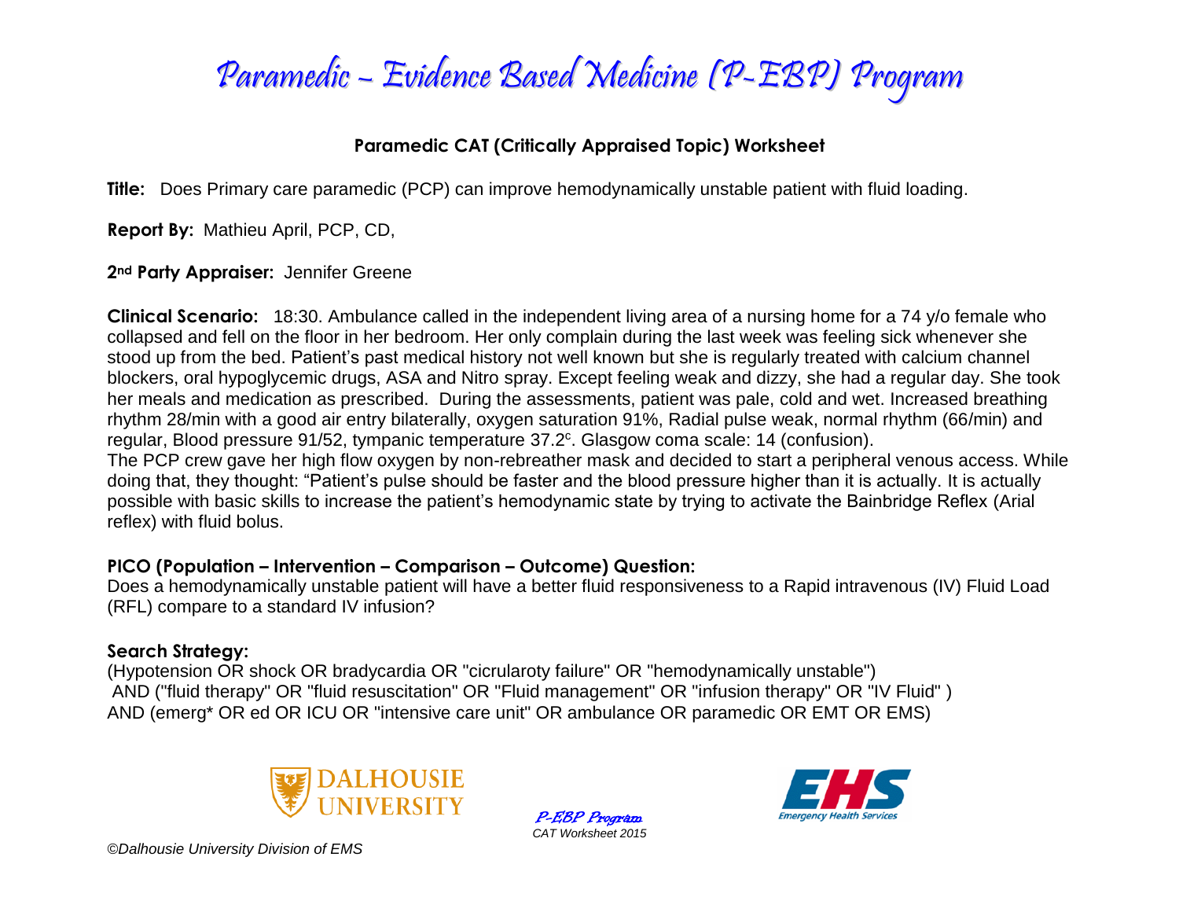# Paramedic – Evidence Based Medicine (P-EBP) Program

## Paramedic CAT (Critically Appraised Topic) Worksheet

**Title:** Does Primary care paramedic (PCP) can improve hemodynamically unstable patient with fluid loading.

**Report By:** Mathieu April, PCP, CD,

**2nd Party Appraiser:** Jennifer Greene

**Clinical Scenario:** 18:30. Ambulance called in the independent living area of a nursing home for a 74 y/o female who collapsed and fell on the floor in her bedroom. Her only complain during the last week was feeling sick whenever she stood up from the bed. Patient's past medical history not well known but she is regularly treated with calcium channel blockers, oral hypoglycemic drugs, ASA and Nitro spray. Except feeling weak and dizzy, she had a regular day. She took her meals and medication as prescribed. During the assessments, patient was pale, cold and wet. Increased breathing rhythm 28/min with a good air entry bilaterally, oxygen saturation 91%, Radial pulse weak, normal rhythm (66/min) and regular, Blood pressure 91/52, tympanic temperature 37.2$^{c}$. Glasgow coma scale: 14 (confusion).
The PCP crew gave her high flow oxygen by non-rebreather mask and decided to start a peripheral venous access. While doing that, they thought: "Patient's pulse should be faster and the blood pressure higher than it is actually. It is actually possible with basic skills to increase the patient's hemodynamic state by trying to activate the Bainbridge Reflex (Arial reflex) with fluid bolus.

**PICO (Population – Intervention – Comparison – Outcome) Question:**
Does a hemodynamically unstable patient will have a better fluid responsiveness to a Rapid intravenous (IV) Fluid Load (RFL) compare to a standard IV infusion?

**Search Strategy:**
(Hypotension OR shock OR bradycardia OR "cicrularoty failure" OR "hemodynamically unstable")
AND ("fluid therapy" OR "fluid resuscitation" OR "Fluid management" OR "infusion therapy" OR "IV Fluid" )
AND (emerg* OR ed OR ICU OR "intensive care unit" OR ambulance OR paramedic OR EMT OR EMS)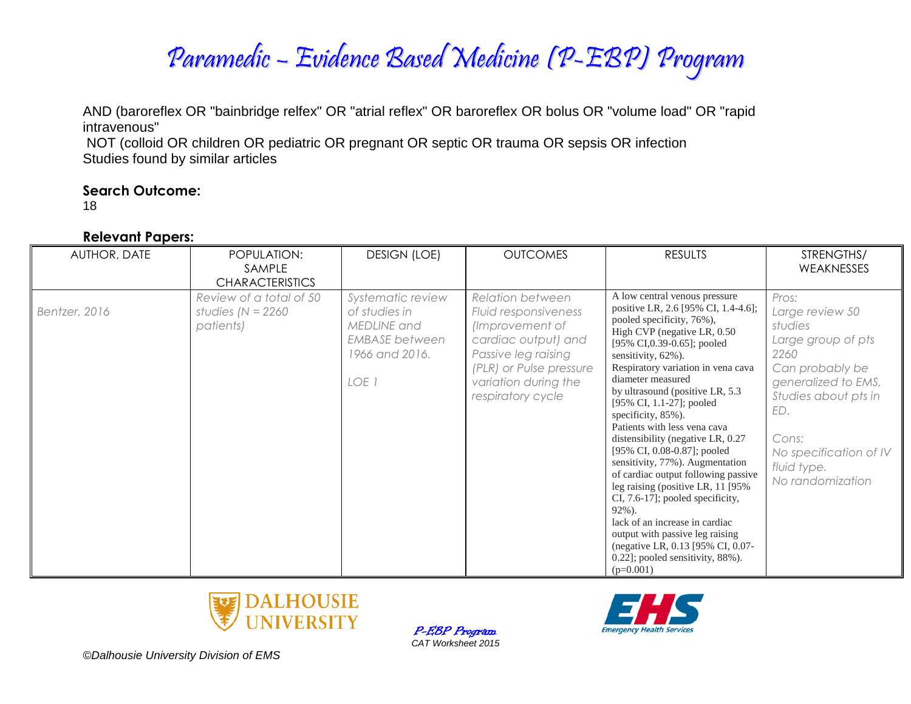AND (baroreflex OR "bainbridge relfex" OR "atrial reflex" OR baroreflex OR bolus OR "volume load" OR "rapid intravenous"

NOT (colloid OR children OR pediatric OR pregnant OR septic OR trauma OR sepsis OR infection

Studies found by similar articles

### Search Outcome:

18

### Relevant Papers:

| AUTHOR, DATE | POPULATION: SAMPLE CHARACTERISTICS | DESIGN (LOE) | OUTCOMES | RESULTS | STRENGTHS/ WEAKNESSES |
|---|---|---|---|---|---|
| *Bentzer, 2016* | *Review of a total of 50 studies (N = 2260 patients)* | *Systematic review of studies in MEDLINE and EMBASE between 1966 and 2016.*<br><br>*LOE 1* | *Relation between Fluid responsiveness (Improvement of cardiac output) and Passive leg raising (PLR) or Pulse pressure variation during the respiratory cycle* | A low central venous pressure positive LR, 2.6 [95% CI, 1.4-4.6]; pooled specificity, 76%),<br>High CVP (negative LR, 0.50 [95% CI,0.39-0.65]; pooled sensitivity, 62%).<br>Respiratory variation in vena cava diameter measured by ultrasound (positive LR, 5.3 [95% CI, 1.1-27]; pooled specificity, 85%).<br>Patients with less vena cava distensibility (negative LR, 0.27 [95% CI, 0.08-0.87]; pooled sensitivity, 77%). Augmentation of cardiac output following passive leg raising (positive LR, 11 [95% CI, 7.6-17]; pooled specificity, 92%).<br>lack of an increase in cardiac output with passive leg raising (negative LR, 0.13 [95% CI, 0.07-0.22]; pooled sensitivity, 88%). ($p$=0.001) | *Pros:*<br>*Large review 50 studies*<br>*Large group of pts 2260*<br>*Can probably be generalized to EMS, Studies about pts in ED.*<br><br>*Cons:*<br>*No specification of IV fluid type.*<br>*No randomization* |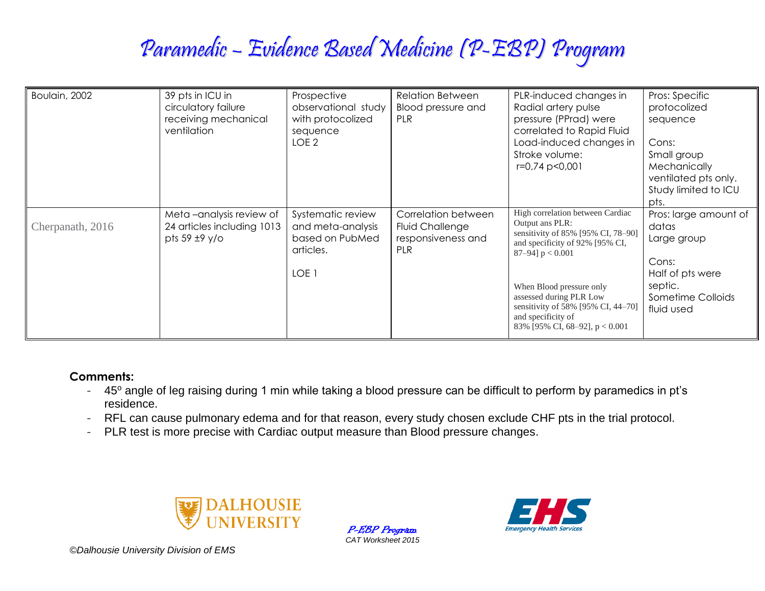# Paramedic – Evidence Based Medicine (P-EBP) Program

| | | | | | |
|---|---|---|---|---|---|
| Boulain, 2002 | 39 pts in ICU in circulatory failure receiving mechanical ventilation | Prospective observational study with protocolized sequence<br>LOE 2 | Relation Between Blood pressure and PLR | PLR-induced changes in Radial artery pulse pressure (PPrad) were correlated to Rapid Fluid Load-induced changes in Stroke volume:<br>r=0,74 p<0,001 | Pros: Specific protocolized sequence<br><br>Cons:<br>Small group<br>Mechanically ventilated pts only.<br>Study limited to ICU pts. |
| Cherpanath, 2016 | Meta –analysis review of 24 articles including 1013 pts 59 ±9 y/o | Systematic review and meta-analysis based on PubMed articles.<br><br>LOE 1 | Correlation between Fluid Challenge responsiveness and PLR | High correlation between Cardiac Output ans PLR:<br>sensitivity of 85% [95% CI, 78–90] and specificity of 92% [95% CI, 87–94] $p < 0.001$<br><br>When Blood pressure only assessed during PLR Low sensitivity of 58% [95% CI, 44–70] and specificity of 83% [95% CI, 68–92], $p < 0.001$ | Pros: large amount of datas<br>Large group<br><br>Cons:<br>Half of pts were septic.<br>Sometime Colloids fluid used |

**Comments:**

- 45º angle of leg raising during 1 min while taking a blood pressure can be difficult to perform by paramedics in pt's residence.
- RFL can cause pulmonary edema and for that reason, every study chosen exclude CHF pts in the trial protocol.
- PLR test is more precise with Cardiac output measure than Blood pressure changes.

*P-EBP Program*
*CAT Worksheet 2015*

*©Dalhousie University Division of EMS*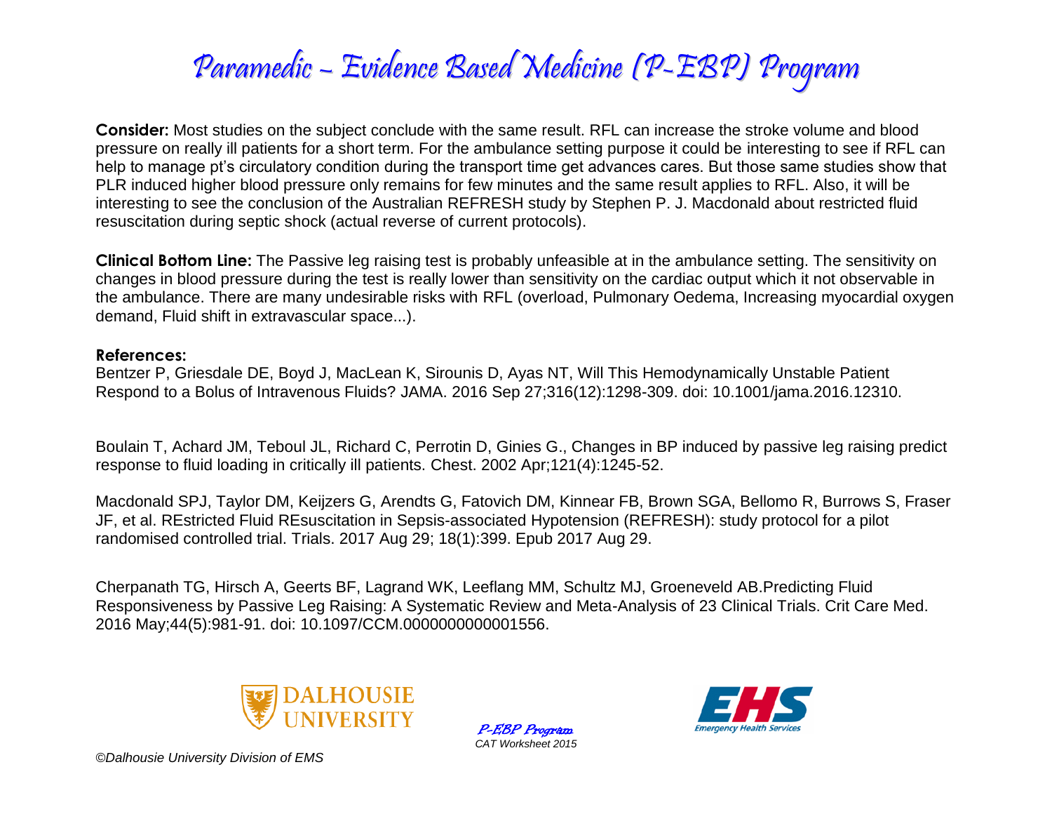**Consider:** Most studies on the subject conclude with the same result. RFL can increase the stroke volume and blood pressure on really ill patients for a short term. For the ambulance setting purpose it could be interesting to see if RFL can help to manage pt's circulatory condition during the transport time get advances cares. But those same studies show that PLR induced higher blood pressure only remains for few minutes and the same result applies to RFL. Also, it will be interesting to see the conclusion of the Australian REFRESH study by Stephen P. J. Macdonald about restricted fluid resuscitation during septic shock (actual reverse of current protocols).

**Clinical Bottom Line:** The Passive leg raising test is probably unfeasible at in the ambulance setting. The sensitivity on changes in blood pressure during the test is really lower than sensitivity on the cardiac output which it not observable in the ambulance. There are many undesirable risks with RFL (overload, Pulmonary Oedema, Increasing myocardial oxygen demand, Fluid shift in extravascular space...).

**References:**

Bentzer P, Griesdale DE, Boyd J, MacLean K, Sirounis D, Ayas NT, Will This Hemodynamically Unstable Patient Respond to a Bolus of Intravenous Fluids? JAMA. 2016 Sep 27;316(12):1298-309. doi: 10.1001/jama.2016.12310.

Boulain T, Achard JM, Teboul JL, Richard C, Perrotin D, Ginies G., Changes in BP induced by passive leg raising predict response to fluid loading in critically ill patients. Chest. 2002 Apr;121(4):1245-52.

Macdonald SPJ, Taylor DM, Keijzers G, Arendts G, Fatovich DM, Kinnear FB, Brown SGA, Bellomo R, Burrows S, Fraser JF, et al. REstricted Fluid REsuscitation in Sepsis-associated Hypotension (REFRESH): study protocol for a pilot randomised controlled trial. Trials. 2017 Aug 29; 18(1):399. Epub 2017 Aug 29.

Cherpanath TG, Hirsch A, Geerts BF, Lagrand WK, Leeflang MM, Schultz MJ, Groeneveld AB.Predicting Fluid Responsiveness by Passive Leg Raising: A Systematic Review and Meta-Analysis of 23 Clinical Trials. Crit Care Med. 2016 May;44(5):981-91. doi: 10.1097/CCM.0000000000001556.